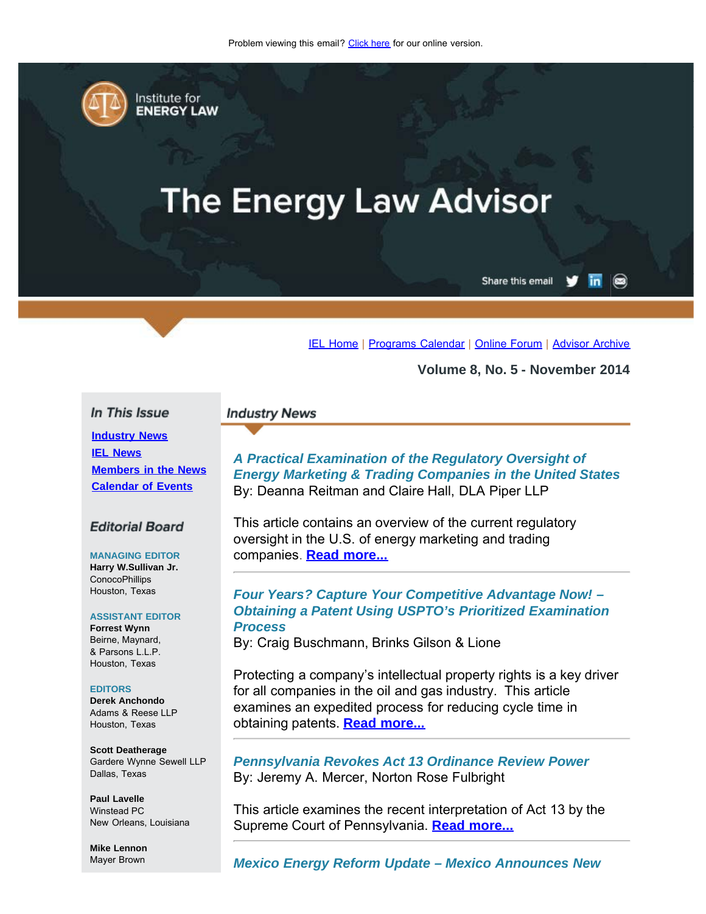Problem viewing this email? Click here for our online version.

Institute for ENERGY LAW

# The Energy Law Advisor

Share this email

IEL Home | Programs Calendar | Online Forum | Advisor Archive

**Volume 8, No. 5 - November 2014**

## In This Issue

- Industry News
- IEL News
- Members in the News
- Calendar of Events

## Editorial Board

**MANAGING EDITOR**
**Harry W.Sullivan Jr.**
ConocoPhillips
Houston, Texas

**ASSISTANT EDITOR**
**Forrest Wynn**
Beirne, Maynard,
& Parsons L.L.P.
Houston, Texas

**EDITORS**
**Derek Anchondo**
Adams & Reese LLP
Houston, Texas

**Scott Deatherage**
Gardere Wynne Sewell LLP
Dallas, Texas

**Paul Lavelle**
Winstead PC
New Orleans, Louisiana

**Mike Lennon**
Mayer Brown

## Industry News

### *A Practical Examination of the Regulatory Oversight of Energy Marketing & Trading Companies in the United States*

By: Deanna Reitman and Claire Hall, DLA Piper LLP

This article contains an overview of the current regulatory oversight in the U.S. of energy marketing and trading companies. **Read more...**

---

### *Four Years? Capture Your Competitive Advantage Now! – Obtaining a Patent Using USPTO's Prioritized Examination Process*

By: Craig Buschmann, Brinks Gilson & Lione

Protecting a company's intellectual property rights is a key driver for all companies in the oil and gas industry. This article examines an expedited process for reducing cycle time in obtaining patents. **Read more...**

---

### *Pennsylvania Revokes Act 13 Ordinance Review Power*

By: Jeremy A. Mercer, Norton Rose Fulbright

This article examines the recent interpretation of Act 13 by the Supreme Court of Pennsylvania. **Read more...**

---

### *Mexico Energy Reform Update – Mexico Announces New*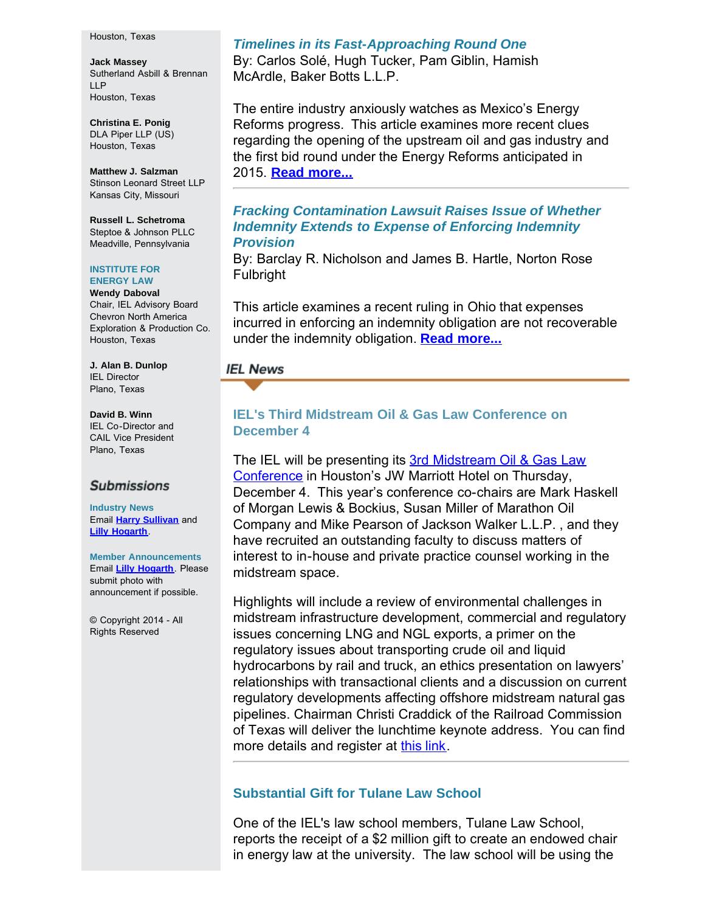Houston, Texas

**Jack Massey**
Sutherland Asbill & Brennan LLP
Houston, Texas

**Christina E. Ponig**
DLA Piper LLP (US)
Houston, Texas

**Matthew J. Salzman**
Stinson Leonard Street LLP
Kansas City, Missouri

**Russell L. Schetroma**
Steptoe & Johnson PLLC
Meadville, Pennsylvania

**INSTITUTE FOR ENERGY LAW**

**Wendy Daboval**
Chair, IEL Advisory Board
Chevron North America Exploration & Production Co.
Houston, Texas

**J. Alan B. Dunlop**
IEL Director
Plano, Texas

**David B. Winn**
IEL Co-Director and CAIL Vice President
Plano, Texas

## Submissions

**Industry News**
Email **Harry Sullivan** and **Lilly Hogarth**.

**Member Announcements**
Email **Lilly Hogarth**. Please submit photo with announcement if possible.

© Copyright 2014 - All Rights Reserved

***Timelines in its Fast-Approaching Round One***
By: Carlos Solé, Hugh Tucker, Pam Giblin, Hamish McArdle, Baker Botts L.L.P.

The entire industry anxiously watches as Mexico's Energy Reforms progress. This article examines more recent clues regarding the opening of the upstream oil and gas industry and the first bid round under the Energy Reforms anticipated in 2015. **Read more...**

---

### *Fracking Contamination Lawsuit Raises Issue of Whether Indemnity Extends to Expense of Enforcing Indemnity Provision*

By: Barclay R. Nicholson and James B. Hartle, Norton Rose Fulbright

This article examines a recent ruling in Ohio that expenses incurred in enforcing an indemnity obligation are not recoverable under the indemnity obligation. **Read more...**

## IEL News

### IEL's Third Midstream Oil & Gas Law Conference on December 4

The IEL will be presenting its 3rd Midstream Oil & Gas Law Conference in Houston's JW Marriott Hotel on Thursday, December 4. This year's conference co-chairs are Mark Haskell of Morgan Lewis & Bockius, Susan Miller of Marathon Oil Company and Mike Pearson of Jackson Walker L.L.P. , and they have recruited an outstanding faculty to discuss matters of interest to in-house and private practice counsel working in the midstream space.

Highlights will include a review of environmental challenges in midstream infrastructure development, commercial and regulatory issues concerning LNG and NGL exports, a primer on the regulatory issues about transporting crude oil and liquid hydrocarbons by rail and truck, an ethics presentation on lawyers' relationships with transactional clients and a discussion on current regulatory developments affecting offshore midstream natural gas pipelines. Chairman Christi Craddick of the Railroad Commission of Texas will deliver the lunchtime keynote address. You can find more details and register at this link.

---

### Substantial Gift for Tulane Law School

One of the IEL's law school members, Tulane Law School, reports the receipt of a $2 million gift to create an endowed chair in energy law at the university. The law school will be using the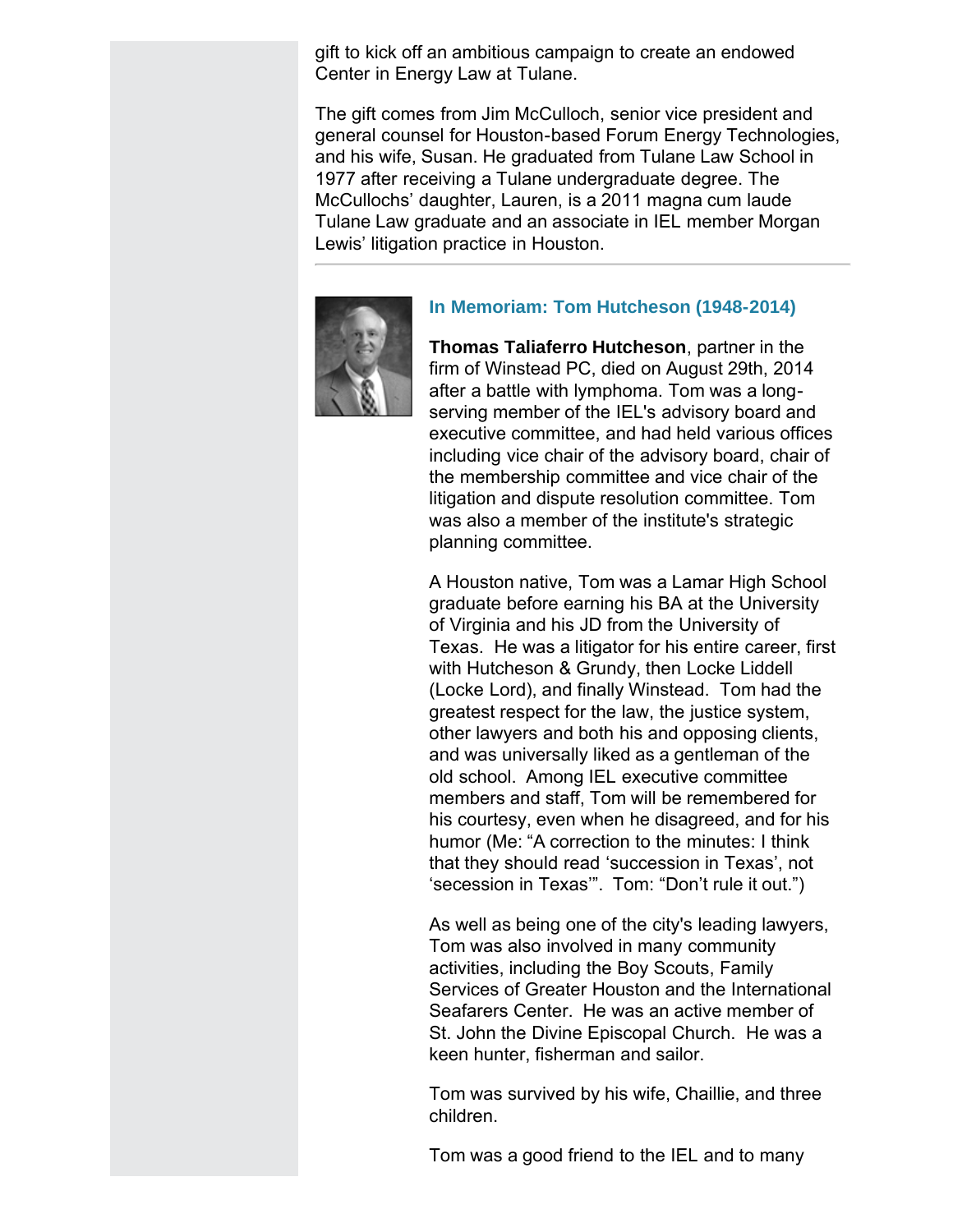gift to kick off an ambitious campaign to create an endowed Center in Energy Law at Tulane.

The gift comes from Jim McCulloch, senior vice president and general counsel for Houston-based Forum Energy Technologies, and his wife, Susan. He graduated from Tulane Law School in 1977 after receiving a Tulane undergraduate degree. The McCullochs' daughter, Lauren, is a 2011 magna cum laude Tulane Law graduate and an associate in IEL member Morgan Lewis' litigation practice in Houston.

---

### In Memoriam: Tom Hutcheson (1948-2014)

**Thomas Taliaferro Hutcheson**, partner in the firm of Winstead PC, died on August 29th, 2014 after a battle with lymphoma. Tom was a long-serving member of the IEL's advisory board and executive committee, and had held various offices including vice chair of the advisory board, chair of the membership committee and vice chair of the litigation and dispute resolution committee. Tom was also a member of the institute's strategic planning committee.

A Houston native, Tom was a Lamar High School graduate before earning his BA at the University of Virginia and his JD from the University of Texas. He was a litigator for his entire career, first with Hutcheson & Grundy, then Locke Liddell (Locke Lord), and finally Winstead. Tom had the greatest respect for the law, the justice system, other lawyers and both his and opposing clients, and was universally liked as a gentleman of the old school. Among IEL executive committee members and staff, Tom will be remembered for his courtesy, even when he disagreed, and for his humor (Me: "A correction to the minutes: I think that they should read 'succession in Texas', not 'secession in Texas'". Tom: "Don't rule it out.")

As well as being one of the city's leading lawyers, Tom was also involved in many community activities, including the Boy Scouts, Family Services of Greater Houston and the International Seafarers Center. He was an active member of St. John the Divine Episcopal Church. He was a keen hunter, fisherman and sailor.

Tom was survived by his wife, Chaillie, and three children.

Tom was a good friend to the IEL and to many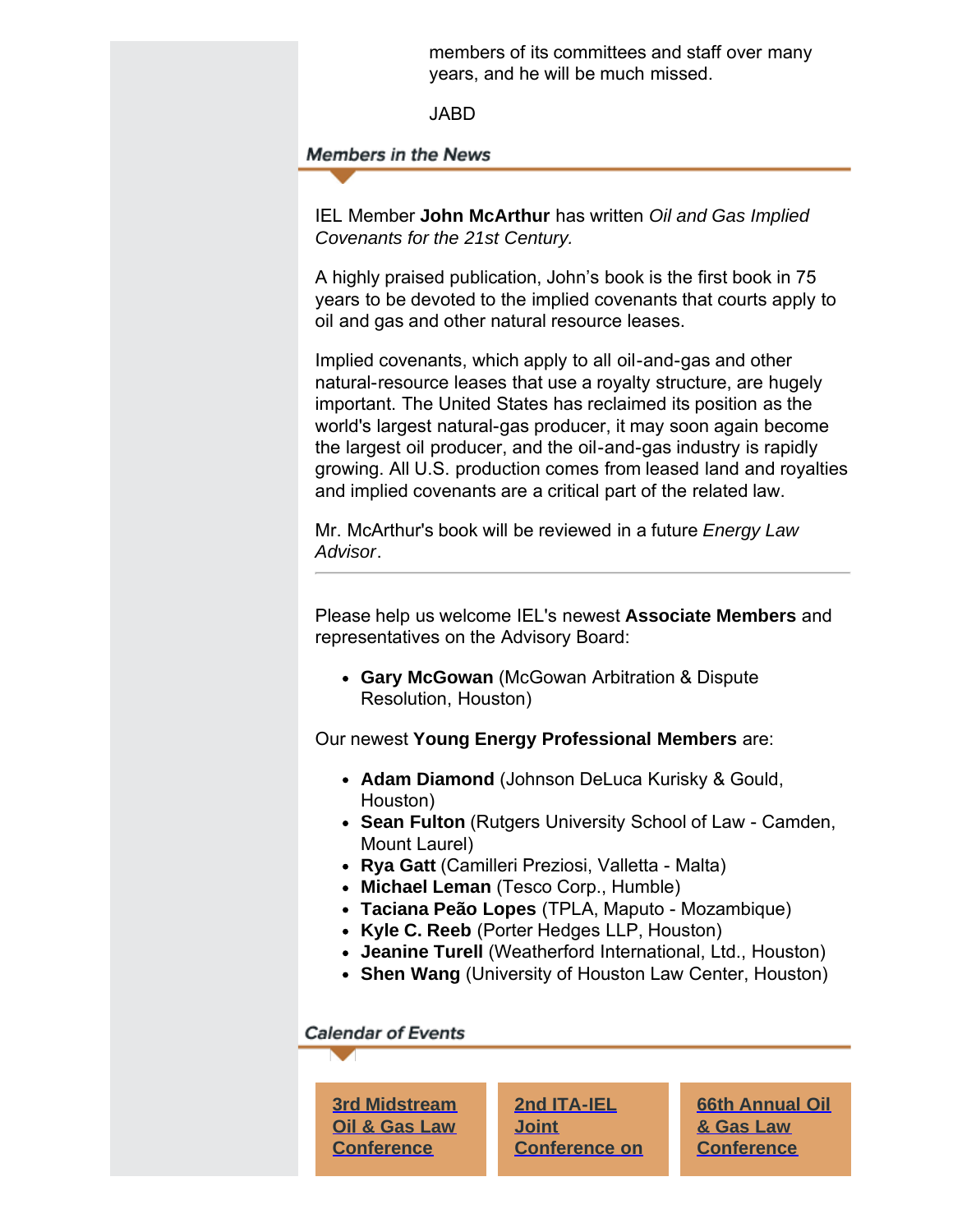members of its committees and staff over many years, and he will be much missed.

JABD

## *Members in the News*

IEL Member **John McArthur** has written *Oil and Gas Implied Covenants for the 21st Century.*

A highly praised publication, John's book is the first book in 75 years to be devoted to the implied covenants that courts apply to oil and gas and other natural resource leases.

Implied covenants, which apply to all oil-and-gas and other natural-resource leases that use a royalty structure, are hugely important. The United States has reclaimed its position as the world's largest natural-gas producer, it may soon again become the largest oil producer, and the oil-and-gas industry is rapidly growing. All U.S. production comes from leased land and royalties and implied covenants are a critical part of the related law.

Mr. McArthur's book will be reviewed in a future *Energy Law Advisor*.

---

Please help us welcome IEL's newest **Associate Members** and representatives on the Advisory Board:

- **Gary McGowan** (McGowan Arbitration & Dispute Resolution, Houston)

Our newest **Young Energy Professional Members** are:

- **Adam Diamond** (Johnson DeLuca Kurisky & Gould, Houston)
- **Sean Fulton** (Rutgers University School of Law - Camden, Mount Laurel)
- **Rya Gatt** (Camilleri Preziosi, Valletta - Malta)
- **Michael Leman** (Tesco Corp., Humble)
- **Taciana Peão Lopes** (TPLA, Maputo - Mozambique)
- **Kyle C. Reeb** (Porter Hedges LLP, Houston)
- **Jeanine Turell** (Weatherford International, Ltd., Houston)
- **Shen Wang** (University of Houston Law Center, Houston)

## *Calendar of Events*

3rd Midstream Oil & Gas Law Conference

2nd ITA-IEL Joint Conference on

66th Annual Oil & Gas Law Conference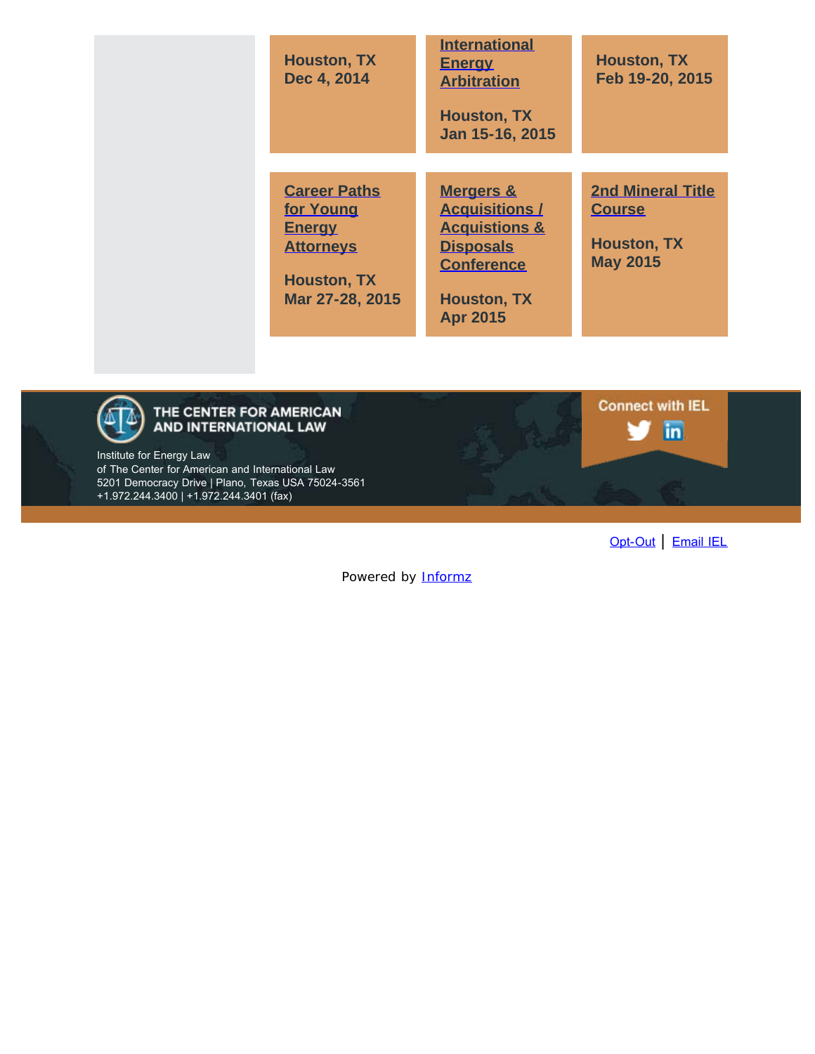| | | |
|---|---|---|
| Houston, TX<br>Dec 4, 2014 | International Energy Arbitration<br><br>Houston, TX<br>Jan 15-16, 2015 | Houston, TX<br>Feb 19-20, 2015 |
| Career Paths for Young Energy Attorneys<br><br>Houston, TX<br>Mar 27-28, 2015 | Mergers & Acquisitions / Acquistions & Disposals Conference<br><br>Houston, TX<br>Apr 2015 | 2nd Mineral Title Course<br><br>Houston, TX<br>May 2015 |

THE CENTER FOR AMERICAN AND INTERNATIONAL LAW

Institute for Energy Law
of The Center for American and International Law
5201 Democracy Drive | Plano, Texas USA 75024-3561
+1.972.244.3400 | +1.972.244.3401 (fax)

Connect with IEL

Opt-Out | Email IEL

Powered by Informz